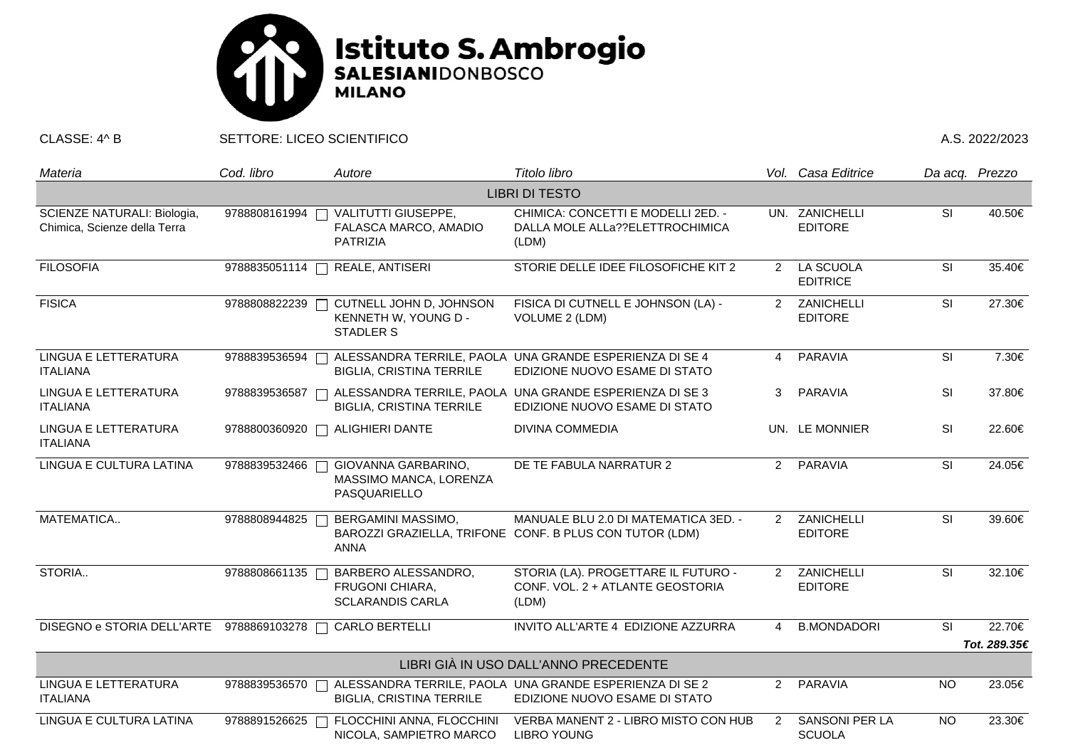# Istituto S. Ambrogio
**SALESIANI**DONBOSCO
**MILANO**

CLASSE: 4^ B    SETTORE: LICEO SCIENTIFICO    A.S. 2022/2023

| *Materia* | *Cod. libro* | *Autore* | *Titolo libro* | *Vol.* | *Casa Editrice* | *Da acq.* | *Prezzo* |
|---|---|---|---|---|---|---|---|
| LIBRI DI TESTO | | | | | | | |
| SCIENZE NATURALI: Biologia, Chimica, Scienze della Terra | 9788808161994 | VALITUTTI GIUSEPPE, FALASCA MARCO, AMADIO PATRIZIA | CHIMICA: CONCETTI E MODELLI 2ED. - DALLA MOLE ALLa??ELETTROCHIMICA (LDM) | UN. | ZANICHELLI EDITORE | SI | 40.50€ |
| FILOSOFIA | 9788835051114 | REALE, ANTISERI | STORIE DELLE IDEE FILOSOFICHE KIT 2 | 2 | LA SCUOLA EDITRICE | SI | 35.40€ |
| FISICA | 9788808822239 | CUTNELL JOHN D, JOHNSON KENNETH W, YOUNG D - STADLER S | FISICA DI CUTNELL E JOHNSON (LA) - VOLUME 2 (LDM) | 2 | ZANICHELLI EDITORE | SI | 27.30€ |
| LINGUA E LETTERATURA ITALIANA | 9788839536594 | ALESSANDRA TERRILE, PAOLA BIGLIA, CRISTINA TERRILE | UNA GRANDE ESPERIENZA DI SE 4 EDIZIONE NUOVO ESAME DI STATO | 4 | PARAVIA | SI | 7.30€ |
| LINGUA E LETTERATURA ITALIANA | 9788839536587 | ALESSANDRA TERRILE, PAOLA BIGLIA, CRISTINA TERRILE | UNA GRANDE ESPERIENZA DI SE 3 EDIZIONE NUOVO ESAME DI STATO | 3 | PARAVIA | SI | 37.80€ |
| LINGUA E LETTERATURA ITALIANA | 9788800360920 | ALIGHIERI DANTE | DIVINA COMMEDIA | UN. | LE MONNIER | SI | 22.60€ |
| LINGUA E CULTURA LATINA | 9788839532466 | GIOVANNA GARBARINO, MASSIMO MANCA, LORENZA PASQUARIELLO | DE TE FABULA NARRATUR 2 | 2 | PARAVIA | SI | 24.05€ |
| MATEMATICA.. | 9788808944825 | BERGAMINI MASSIMO, BAROZZI GRAZIELLA, TRIFONE ANNA | MANUALE BLU 2.0 DI MATEMATICA 3ED. - CONF. B PLUS CON TUTOR (LDM) | 2 | ZANICHELLI EDITORE | SI | 39.60€ |
| STORIA.. | 9788808661135 | BARBERO ALESSANDRO, FRUGONI CHIARA, SCLARANDIS CARLA | STORIA (LA). PROGETTARE IL FUTURO - CONF. VOL. 2 + ATLANTE GEOSTORIA (LDM) | 2 | ZANICHELLI EDITORE | SI | 32.10€ |
| DISEGNO e STORIA DELL'ARTE | 9788869103278 | CARLO BERTELLI | INVITO ALL'ARTE 4 EDIZIONE AZZURRA | 4 | B.MONDADORI | SI | 22.70€ |
| | | | | | | | ***Tot. 289.35€*** |
| LIBRI GIÀ IN USO DALL'ANNO PRECEDENTE | | | | | | | |
| LINGUA E LETTERATURA ITALIANA | 9788839536570 | ALESSANDRA TERRILE, PAOLA BIGLIA, CRISTINA TERRILE | UNA GRANDE ESPERIENZA DI SE 2 EDIZIONE NUOVO ESAME DI STATO | 2 | PARAVIA | NO | 23.05€ |
| LINGUA E CULTURA LATINA | 9788891526625 | FLOCCHINI ANNA, FLOCCHINI NICOLA, SAMPIETRO MARCO | VERBA MANENT 2 - LIBRO MISTO CON HUB LIBRO YOUNG | 2 | SANSONI PER LA SCUOLA | NO | 23.30€ |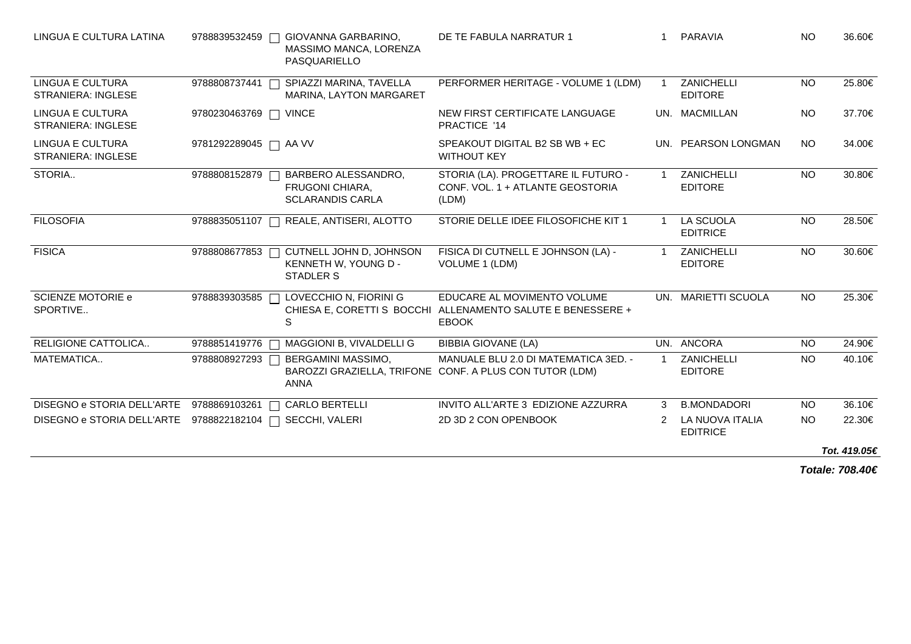| | | | | | | | |
|---|---|---|---|---|---|---|---|
| LINGUA E CULTURA LATINA | 9788839532459 ☐ | GIOVANNA GARBARINO, MASSIMO MANCA, LORENZA PASQUARIELLO | DE TE FABULA NARRATUR 1 | 1 | PARAVIA | NO | 36.60€ |
| LINGUA E CULTURA STRANIERA: INGLESE | 9788808737441 ☐ | SPIAZZI MARINA, TAVELLA MARINA, LAYTON MARGARET | PERFORMER HERITAGE - VOLUME 1 (LDM) | 1 | ZANICHELLI EDITORE | NO | 25.80€ |
| LINGUA E CULTURA STRANIERA: INGLESE | 9780230463769 ☐ | VINCE | NEW FIRST CERTIFICATE LANGUAGE PRACTICE '14 | UN. | MACMILLAN | NO | 37.70€ |
| LINGUA E CULTURA STRANIERA: INGLESE | 9781292289045 ☐ | AA VV | SPEAKOUT DIGITAL B2 SB WB + EC WITHOUT KEY | UN. | PEARSON LONGMAN | NO | 34.00€ |
| STORIA.. | 9788808152879 ☐ | BARBERO ALESSANDRO, FRUGONI CHIARA, SCLARANDIS CARLA | STORIA (LA). PROGETTARE IL FUTURO - CONF. VOL. 1 + ATLANTE GEOSTORIA (LDM) | 1 | ZANICHELLI EDITORE | NO | 30.80€ |
| FILOSOFIA | 9788835051107 ☐ | REALE, ANTISERI, ALOTTO | STORIE DELLE IDEE FILOSOFICHE KIT 1 | 1 | LA SCUOLA EDITRICE | NO | 28.50€ |
| FISICA | 9788808677853 ☐ | CUTNELL JOHN D, JOHNSON KENNETH W, YOUNG D - STADLER S | FISICA DI CUTNELL E JOHNSON (LA) - VOLUME 1 (LDM) | 1 | ZANICHELLI EDITORE | NO | 30.60€ |
| SCIENZE MOTORIE e SPORTIVE.. | 9788839303585 ☐ | LOVECCHIO N, FIORINI G CHIESA E, CORETTI S BOCCHI S | EDUCARE AL MOVIMENTO VOLUME ALLENAMENTO SALUTE E BENESSERE + EBOOK | UN. | MARIETTI SCUOLA | NO | 25.30€ |
| RELIGIONE CATTOLICA.. | 9788851419776 ☐ | MAGGIONI B, VIVALDELLI G | BIBBIA GIOVANE (LA) | UN. | ANCORA | NO | 24.90€ |
| MATEMATICA.. | 9788808927293 ☐ | BERGAMINI MASSIMO, BAROZZI GRAZIELLA, TRIFONE ANNA | MANUALE BLU 2.0 DI MATEMATICA 3ED. - CONF. A PLUS CON TUTOR (LDM) | 1 | ZANICHELLI EDITORE | NO | 40.10€ |
| DISEGNO e STORIA DELL'ARTE | 9788869103261 ☐ | CARLO BERTELLI | INVITO ALL'ARTE 3 EDIZIONE AZZURRA | 3 | B.MONDADORI | NO | 36.10€ |
| DISEGNO e STORIA DELL'ARTE | 9788822182104 ☐ | SECCHI, VALERI | 2D 3D 2 CON OPENBOOK | 2 | LA NUOVA ITALIA EDITRICE | NO | 22.30€ |
| | | | | | | | ***Tot. 419.05€*** |

***Totale: 708.40€***